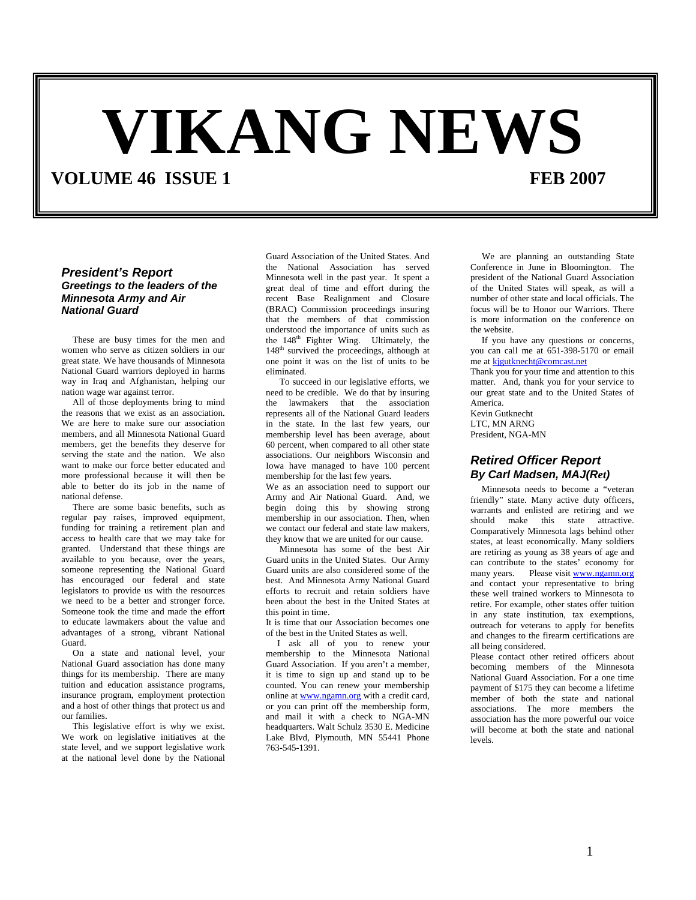# VIKANG NEWS

**VOLUME 46 ISSUE 1** **FEB 2007**

## *President's Report*

### *Greetings to the leaders of the Minnesota Army and Air National Guard*

These are busy times for the men and women who serve as citizen soldiers in our great state. We have thousands of Minnesota National Guard warriors deployed in harms way in Iraq and Afghanistan, helping our nation wage war against terror.

All of those deployments bring to mind the reasons that we exist as an association. We are here to make sure our association members, and all Minnesota National Guard members, get the benefits they deserve for serving the state and the nation. We also want to make our force better educated and more professional because it will then be able to better do its job in the name of national defense.

There are some basic benefits, such as regular pay raises, improved equipment, funding for training a retirement plan and access to health care that we may take for granted. Understand that these things are available to you because, over the years, someone representing the National Guard has encouraged our federal and state legislators to provide us with the resources we need to be a better and stronger force. Someone took the time and made the effort to educate lawmakers about the value and advantages of a strong, vibrant National Guard.

On a state and national level, your National Guard association has done many things for its membership. There are many tuition and education assistance programs, insurance program, employment protection and a host of other things that protect us and our families.

This legislative effort is why we exist. We work on legislative initiatives at the state level, and we support legislative work at the national level done by the National Guard Association of the United States. And the National Association has served Minnesota well in the past year. It spent a great deal of time and effort during the recent Base Realignment and Closure (BRAC) Commission proceedings insuring that the members of that commission understood the importance of units such as the 148th Fighter Wing. Ultimately, the 148th survived the proceedings, although at one point it was on the list of units to be eliminated.

To succeed in our legislative efforts, we need to be credible. We do that by insuring the lawmakers that the association represents all of the National Guard leaders in the state. In the last few years, our membership level has been average, about 60 percent, when compared to all other state associations. Our neighbors Wisconsin and Iowa have managed to have 100 percent membership for the last few years.

We as an association need to support our Army and Air National Guard. And, we begin doing this by showing strong membership in our association. Then, when we contact our federal and state law makers, they know that we are united for our cause.

Minnesota has some of the best Air Guard units in the United States. Our Army Guard units are also considered some of the best. And Minnesota Army National Guard efforts to recruit and retain soldiers have been about the best in the United States at this point in time.

It is time that our Association becomes one of the best in the United States as well.

I ask all of you to renew your membership to the Minnesota National Guard Association. If you aren't a member, it is time to sign up and stand up to be counted. You can renew your membership online at www.ngamn.org with a credit card, or you can print off the membership form, and mail it with a check to NGA-MN headquarters. Walt Schulz 3530 E. Medicine Lake Blvd, Plymouth, MN 55441 Phone 763-545-1391.

We are planning an outstanding State Conference in June in Bloomington. The president of the National Guard Association of the United States will speak, as will a number of other state and local officials. The focus will be to Honor our Warriors. There is more information on the conference on the website.

If you have any questions or concerns, you can call me at 651-398-5170 or email me at kjgutknecht@comcast.net

Thank you for your time and attention to this matter. And, thank you for your service to our great state and to the United States of America.

Kevin Gutknecht
LTC, MN ARNG
President, NGA-MN

## *Retired Officer Report*

### *By Carl Madsen, MAJ(Ret)*

Minnesota needs to become a "veteran friendly" state. Many active duty officers, warrants and enlisted are retiring and we should make this state attractive. Comparatively Minnesota lags behind other states, at least economically. Many soldiers are retiring as young as 38 years of age and can contribute to the states' economy for many years. Please visit www.ngamn.org and contact your representative to bring these well trained workers to Minnesota to retire. For example, other states offer tuition in any state institution, tax exemptions, outreach for veterans to apply for benefits and changes to the firearm certifications are all being considered.

Please contact other retired officers about becoming members of the Minnesota National Guard Association. For a one time payment of $175 they can become a lifetime member of both the state and national associations. The more members the association has the more powerful our voice will become at both the state and national levels.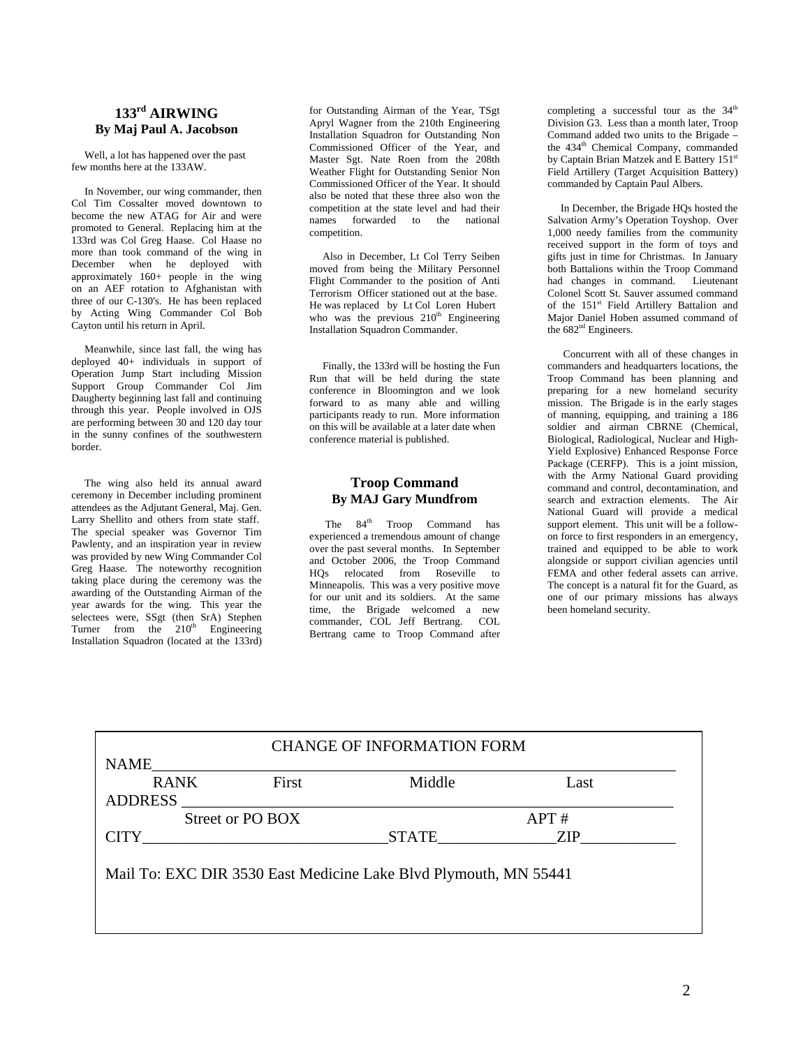## 133rd AIRWING
### By Maj Paul A. Jacobson

Well, a lot has happened over the past few months here at the 133AW.

In November, our wing commander, then Col Tim Cossalter moved downtown to become the new ATAG for Air and were promoted to General. Replacing him at the 133rd was Col Greg Haase. Col Haase no more than took command of the wing in December when he deployed with approximately 160+ people in the wing on an AEF rotation to Afghanistan with three of our C-130's. He has been replaced by Acting Wing Commander Col Bob Cayton until his return in April.

Meanwhile, since last fall, the wing has deployed 40+ individuals in support of Operation Jump Start including Mission Support Group Commander Col Jim Daugherty beginning last fall and continuing through this year. People involved in OJS are performing between 30 and 120 day tour in the sunny confines of the southwestern border.

The wing also held its annual award ceremony in December including prominent attendees as the Adjutant General, Maj. Gen. Larry Shellito and others from state staff. The special speaker was Governor Tim Pawlenty, and an inspiration year in review was provided by new Wing Commander Col Greg Haase. The noteworthy recognition taking place during the ceremony was the awarding of the Outstanding Airman of the year awards for the wing. This year the selectees were, SSgt (then SrA) Stephen Turner from the 210th Engineering Installation Squadron (located at the 133rd) for Outstanding Airman of the Year, TSgt Apryl Wagner from the 210th Engineering Installation Squadron for Outstanding Non Commissioned Officer of the Year, and Master Sgt. Nate Roen from the 208th Weather Flight for Outstanding Senior Non Commissioned Officer of the Year. It should also be noted that these three also won the competition at the state level and had their names forwarded to the national competition.

Also in December, Lt Col Terry Seiben moved from being the Military Personnel Flight Commander to the position of Anti Terrorism Officer stationed out at the base. He was replaced by Lt Col Loren Hubert who was the previous 210th Engineering Installation Squadron Commander.

Finally, the 133rd will be hosting the Fun Run that will be held during the state conference in Bloomington and we look forward to as many able and willing participants ready to run. More information on this will be available at a later date when conference material is published.

## Troop Command
### By MAJ Gary Mundfrom

The 84th Troop Command has experienced a tremendous amount of change over the past several months. In September and October 2006, the Troop Command HQs relocated from Roseville to Minneapolis. This was a very positive move for our unit and its soldiers. At the same time, the Brigade welcomed a new commander, COL Jeff Bertrang. COL Bertrang came to Troop Command after completing a successful tour as the 34th Division G3. Less than a month later, Troop Command added two units to the Brigade – the 434th Chemical Company, commanded by Captain Brian Matzek and E Battery 151st Field Artillery (Target Acquisition Battery) commanded by Captain Paul Albers.

In December, the Brigade HQs hosted the Salvation Army's Operation Toyshop. Over 1,000 needy families from the community received support in the form of toys and gifts just in time for Christmas. In January both Battalions within the Troop Command had changes in command. Lieutenant Colonel Scott St. Sauver assumed command of the 151st Field Artillery Battalion and Major Daniel Hoben assumed command of the 682nd Engineers.

Concurrent with all of these changes in commanders and headquarters locations, the Troop Command has been planning and preparing for a new homeland security mission. The Brigade is in the early stages of manning, equipping, and training a 186 soldier and airman CBRNE (Chemical, Biological, Radiological, Nuclear and High-Yield Explosive) Enhanced Response Force Package (CERFP). This is a joint mission, with the Army National Guard providing command and control, decontamination, and search and extraction elements. The Air National Guard will provide a medical support element. This unit will be a follow-on force to first responders in an emergency, trained and equipped to be able to work alongside or support civilian agencies until FEMA and other federal assets can arrive. The concept is a natural fit for the Guard, as one of our primary missions has always been homeland security.

---

CHANGE OF INFORMATION FORM

NAME________________________________________________________________

RANK First Middle Last

ADDRESS _____________________________________________________________

Street or PO BOX APT #

CITY______________________________STATE______________ZIP___________

Mail To: EXC DIR 3530 East Medicine Lake Blvd Plymouth, MN 55441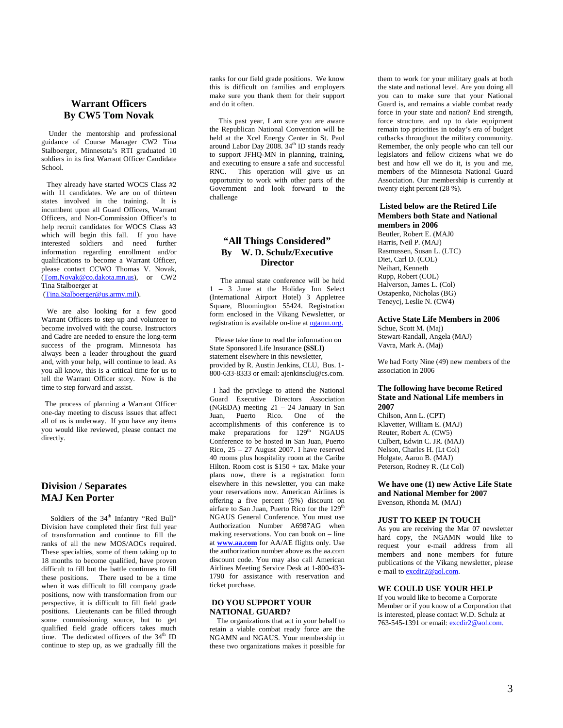## Warrant Officers
## By CW5 Tom Novak

Under the mentorship and professional guidance of Course Manager CW2 Tina Stalboerger, Minnesota's RTI graduated 10 soldiers in its first Warrant Officer Candidate School.

They already have started WOCS Class #2 with 11 candidates. We are on of thirteen states involved in the training. It is incumbent upon all Guard Officers, Warrant Officers, and Non-Commission Officer's to help recruit candidates for WOCS Class #3 which will begin this fall. If you have interested soldiers and need further information regarding enrollment and/or qualifications to become a Warrant Officer, please contact CCWO Thomas V. Novak, (Tom.Novak@co.dakota.mn.us), or CW2 Tina Stalboerger at (Tina.Stalboerger@us.army.mil).

We are also looking for a few good Warrant Officers to step up and volunteer to become involved with the course. Instructors and Cadre are needed to ensure the long-term success of the program. Minnesota has always been a leader throughout the guard and, with your help, will continue to lead. As you all know, this is a critical time for us to tell the Warrant Officer story. Now is the time to step forward and assist.

The process of planning a Warrant Officer one-day meeting to discuss issues that affect all of us is underway. If you have any items you would like reviewed, please contact me directly.

## Division / Separates
## MAJ Ken Porter

Soldiers of the 34th Infantry "Red Bull" Division have completed their first full year of transformation and continue to fill the ranks of all the new MOS/AOCs required. These specialties, some of them taking up to 18 months to become qualified, have proven difficult to fill but the battle continues to fill these positions. There used to be a time when it was difficult to fill company grade positions, now with transformation from our perspective, it is difficult to fill field grade positions. Lieutenants can be filled through some commissioning source, but to get qualified field grade officers takes much time. The dedicated officers of the 34th ID continue to step up, as we gradually fill the ranks for our field grade positions. We know this is difficult on families and employers make sure you thank them for their support and do it often.

This past year, I am sure you are aware the Republican National Convention will be held at the Xcel Energy Center in St. Paul around Labor Day 2008. 34th ID stands ready to support JFHQ-MN in planning, training, and executing to ensure a safe and successful RNC. This operation will give us an opportunity to work with other parts of the Government and look forward to the challenge

## "All Things Considered"
## By W. D. Schulz/Executive Director

The annual state conference will be held 1 – 3 June at the Holiday Inn Select (International Airport Hotel) 3 Appletree Square, Bloomington 55424. Registration form enclosed in the Vikang Newsletter, or registration is available on-line at ngamn.org.

Please take time to read the information on State Sponsored Life Insurance **(SSLI)** statement elsewhere in this newsletter, provided by R. Austin Jenkins, CLU, Bus. 1-800-633-8333 or email: ajenkinsclu@cs.com.

I had the privilege to attend the National Guard Executive Directors Association (NGEDA) meeting 21 – 24 January in San Juan, Puerto Rico. One of the accomplishments of this conference is to make preparations for 129th NGAUS Conference to be hosted in San Juan, Puerto Rico, 25 – 27 August 2007. I have reserved 40 rooms plus hospitality room at the Caribe Hilton. Room cost is $150 + tax. Make your plans now, there is a registration form elsewhere in this newsletter, you can make your reservations now. American Airlines is offering a five percent (5%) discount on airfare to San Juan, Puerto Rico for the 129th NGAUS General Conference. You must use Authorization Number A6987AG when making reservations. You can book on – line at **www.aa.com** for AA/AE flights only. Use the authorization number above as the aa.com discount code. You may also call American Airlines Meeting Service Desk at 1-800-433-1790 for assistance with reservation and ticket purchase.

### DO YOU SUPPORT YOUR NATIONAL GUARD?

The organizations that act in your behalf to retain a viable combat ready force are the NGAMN and NGAUS. Your membership in these two organizations makes it possible for them to work for your military goals at both the state and national level. Are you doing all you can to make sure that your National Guard is, and remains a viable combat ready force in your state and nation? End strength, force structure, and up to date equipment remain top priorities in today's era of budget cutbacks throughout the military community. Remember, the only people who can tell our legislators and fellow citizens what we do best and how ell we do it, is you and me, members of the Minnesota National Guard Association. Our membership is currently at twenty eight percent (28 %).

### Listed below are the Retired Life Members both State and National members in 2006

Beutler, Robert E. (MAJ0
Harris, Neil P. (MAJ)
Rasmussen, Susan L. (LTC)
Diet, Carl D. (COL)
Neihart, Kenneth
Rupp, Robert (COL)
Halverson, James L. (Col)
Ostapenko, Nicholas (BG)
Teneycj, Leslie N. (CW4)

### Active State Life Members in 2006

Schue, Scott M. (Maj)
Stewart-Randall, Angela (MAJ)
Vavra, Mark A. (Maj)

We had Forty Nine (49) new members of the association in 2006

### The following have become Retired State and National Life members in 2007

Chilson, Ann L. (CPT)
Klavetter, William E. (MAJ)
Reuter, Robert A. (CW5)
Culbert, Edwin C. JR. (MAJ)
Nelson, Charles H. (Lt Col)
Holgate, Aaron B. (MAJ)
Peterson, Rodney R. (Lt Col)

### We have one (1) new Active Life State and National Member for 2007

Evenson, Rhonda M. (MAJ)

### JUST TO KEEP IN TOUCH

As you are receiving the Mar 07 newsletter hard copy, the NGAMN would like to request your e-mail address from all members and none members for future publications of the Vikang newsletter, please e-mail to excdir2@aol.com.

### WE COULD USE YOUR HELP

If you would like to become a Corporate Member or if you know of a Corporation that is interested, please contact W.D. Schulz at 763-545-1391 or email: excdir2@aol.com.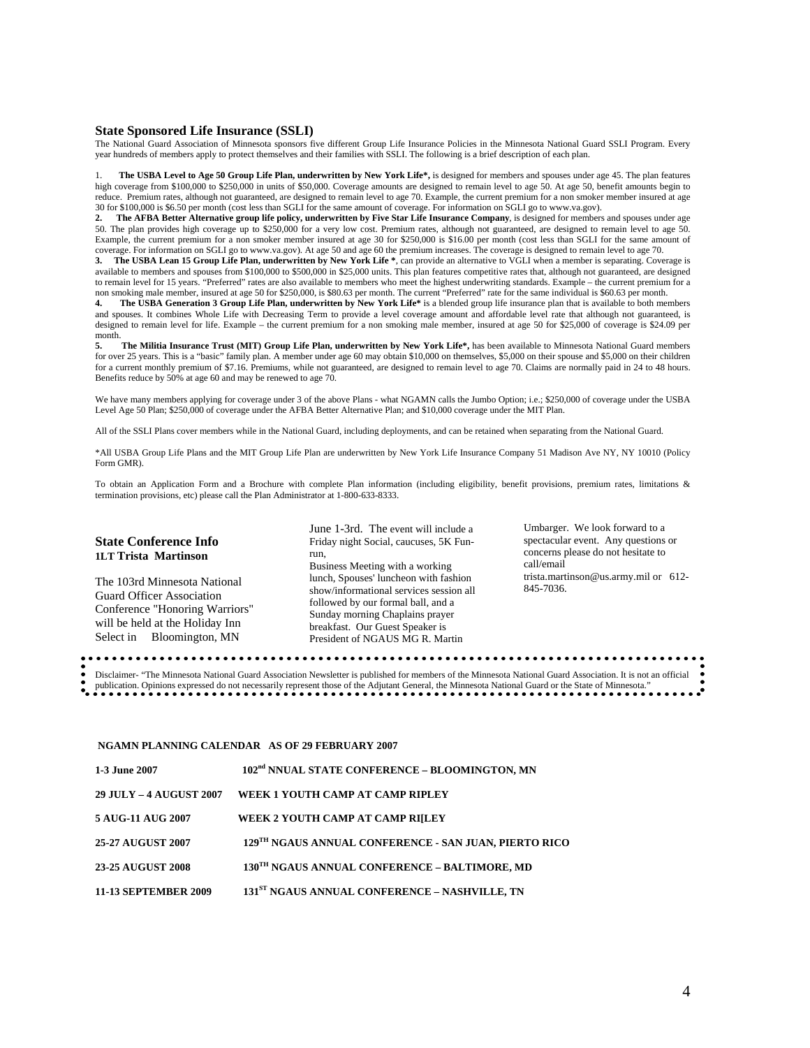## State Sponsored Life Insurance (SSLI)

The National Guard Association of Minnesota sponsors five different Group Life Insurance Policies in the Minnesota National Guard SSLI Program. Every year hundreds of members apply to protect themselves and their families with SSLI. The following is a brief description of each plan.

1. **The USBA Level to Age 50 Group Life Plan, underwritten by New York Life*,** is designed for members and spouses under age 45. The plan features high coverage from $100,000 to $250,000 in units of $50,000. Coverage amounts are designed to remain level to age 50. At age 50, benefit amounts begin to reduce. Premium rates, although not guaranteed, are designed to remain level to age 70. Example, the current premium for a non smoker member insured at age 30 for $100,000 is $6.50 per month (cost less than SGLI for the same amount of coverage. For information on SGLI go to www.va.gov).

2. **The AFBA Better Alternative group life policy, underwritten by Five Star Life Insurance Company**, is designed for members and spouses under age 50. The plan provides high coverage up to $250,000 for a very low cost. Premium rates, although not guaranteed, are designed to remain level to age 50. Example, the current premium for a non smoker member insured at age 30 for $250,000 is $16.00 per month (cost less than SGLI for the same amount of coverage. For information on SGLI go to www.va.gov). At age 50 and age 60 the premium increases. The coverage is designed to remain level to age 70.

3. **The USBA Lean 15 Group Life Plan, underwritten by New York Life ***, can provide an alternative to VGLI when a member is separating. Coverage is available to members and spouses from $100,000 to $500,000 in $25,000 units. This plan features competitive rates that, although not guaranteed, are designed to remain level for 15 years. "Preferred" rates are also available to members who meet the highest underwriting standards. Example – the current premium for a non smoking male member, insured at age 50 for $250,000, is $80.63 per month. The current "Preferred" rate for the same individual is $60.63 per month.

4. **The USBA Generation 3 Group Life Plan, underwritten by New York Life*** is a blended group life insurance plan that is available to both members and spouses. It combines Whole Life with Decreasing Term to provide a level coverage amount and affordable level rate that although not guaranteed, is designed to remain level for life. Example – the current premium for a non smoking male member, insured at age 50 for $25,000 of coverage is $24.09 per month.

5. **The Militia Insurance Trust (MIT) Group Life Plan, underwritten by New York Life*,** has been available to Minnesota National Guard members for over 25 years. This is a "basic" family plan. A member under age 60 may obtain $10,000 on themselves, $5,000 on their spouse and $5,000 on their children for a current monthly premium of $7.16. Premiums, while not guaranteed, are designed to remain level to age 70. Claims are normally paid in 24 to 48 hours. Benefits reduce by 50% at age 60 and may be renewed to age 70.

We have many members applying for coverage under 3 of the above Plans - what NGAMN calls the Jumbo Option; i.e.; $250,000 of coverage under the USBA Level Age 50 Plan; $250,000 of coverage under the AFBA Better Alternative Plan; and $10,000 coverage under the MIT Plan.

All of the SSLI Plans cover members while in the National Guard, including deployments, and can be retained when separating from the National Guard.

*All USBA Group Life Plans and the MIT Group Life Plan are underwritten by New York Life Insurance Company 51 Madison Ave NY, NY 10010 (Policy Form GMR).

To obtain an Application Form and a Brochure with complete Plan information (including eligibility, benefit provisions, premium rates, limitations & termination provisions, etc) please call the Plan Administrator at 1-800-633-8333.

## State Conference Info

**1LT Trista Martinson**

The 103rd Minnesota National Guard Officer Association Conference "Honoring Warriors" will be held at the Holiday Inn Select in Bloomington, MN June 1-3rd. The event will include a Friday night Social, caucuses, 5K Fun-run, Business Meeting with a working lunch, Spouses' luncheon with fashion show/informational services session all followed by our formal ball, and a Sunday morning Chaplains prayer breakfast. Our Guest Speaker is President of NGAUS MG R. Martin Umbarger. We look forward to a spectacular event. Any questions or concerns please do not hesitate to call/email trista.martinson@us.army.mil or 612-845-7036.

Disclaimer- "The Minnesota National Guard Association Newsletter is published for members of the Minnesota National Guard Association. It is not an official publication. Opinions expressed do not necessarily represent those of the Adjutant General, the Minnesota National Guard or the State of Minnesota."

### NGAMN PLANNING CALENDAR AS OF 29 FEBRUARY 2007

| | |
|---|---|
| **1-3 June 2007** | **102nd NNUAL STATE CONFERENCE – BLOOMINGTON, MN** |
| **29 JULY – 4 AUGUST 2007** | **WEEK 1 YOUTH CAMP AT CAMP RIPLEY** |
| **5 AUG-11 AUG 2007** | **WEEK 2 YOUTH CAMP AT CAMP RI[LEY** |
| **25-27 AUGUST 2007** | **129TH NGAUS ANNUAL CONFERENCE - SAN JUAN, PIERTO RICO** |
| **23-25 AUGUST 2008** | **130TH NGAUS ANNUAL CONFERENCE – BALTIMORE, MD** |
| **11-13 SEPTEMBER 2009** | **131ST NGAUS ANNUAL CONFERENCE – NASHVILLE, TN** |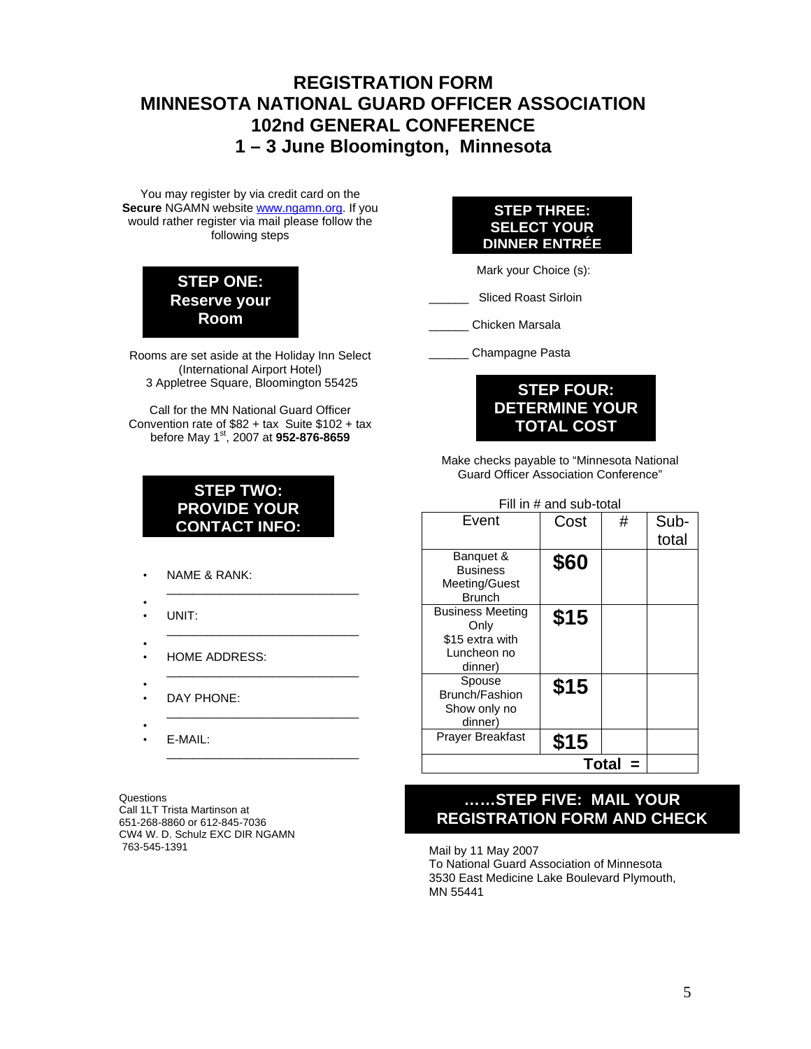# REGISTRATION FORM
# MINNESOTA NATIONAL GUARD OFFICER ASSOCIATION
# 102nd GENERAL CONFERENCE
# 1 – 3 June Bloomington, Minnesota

You may register by via credit card on the **Secure** NGAMN website www.ngamn.org. If you would rather register via mail please follow the following steps

## STEP ONE: Reserve your Room

Rooms are set aside at the Holiday Inn Select (International Airport Hotel)
3 Appletree Square, Bloomington 55425

Call for the MN National Guard Officer Convention rate of $82 + tax Suite $102 + tax before May 1st, 2007 at **952-876-8659**

## STEP TWO: PROVIDE YOUR CONTACT INFO:

- NAME & RANK: ____________________________
- UNIT: ____________________________
- HOME ADDRESS: ____________________________
- DAY PHONE: ____________________________
- E-MAIL: ____________________________

Questions
Call 1LT Trista Martinson at
651-268-8860 or 612-845-7036
CW4 W. D. Schulz EXC DIR NGAMN
763-545-1391

## STEP THREE: SELECT YOUR DINNER ENTRÉE

Mark your Choice (s):

______ Sliced Roast Sirloin

______ Chicken Marsala

______ Champagne Pasta

## STEP FOUR: DETERMINE YOUR TOTAL COST

Make checks payable to "Minnesota National Guard Officer Association Conference"

Fill in # and sub-total

| Event | Cost | # | Sub-total |
|---|---|---|---|
| Banquet & Business Meeting/Guest Brunch | **$60** | | |
| Business Meeting Only $15 extra with Luncheon no dinner) | **$15** | | |
| Spouse Brunch/Fashion Show only no dinner) | **$15** | | |
| Prayer Breakfast | **$15** | | |
| | | **Total =** | |

## ……STEP FIVE: MAIL YOUR REGISTRATION FORM AND CHECK

Mail by 11 May 2007
To National Guard Association of Minnesota
3530 East Medicine Lake Boulevard Plymouth, MN 55441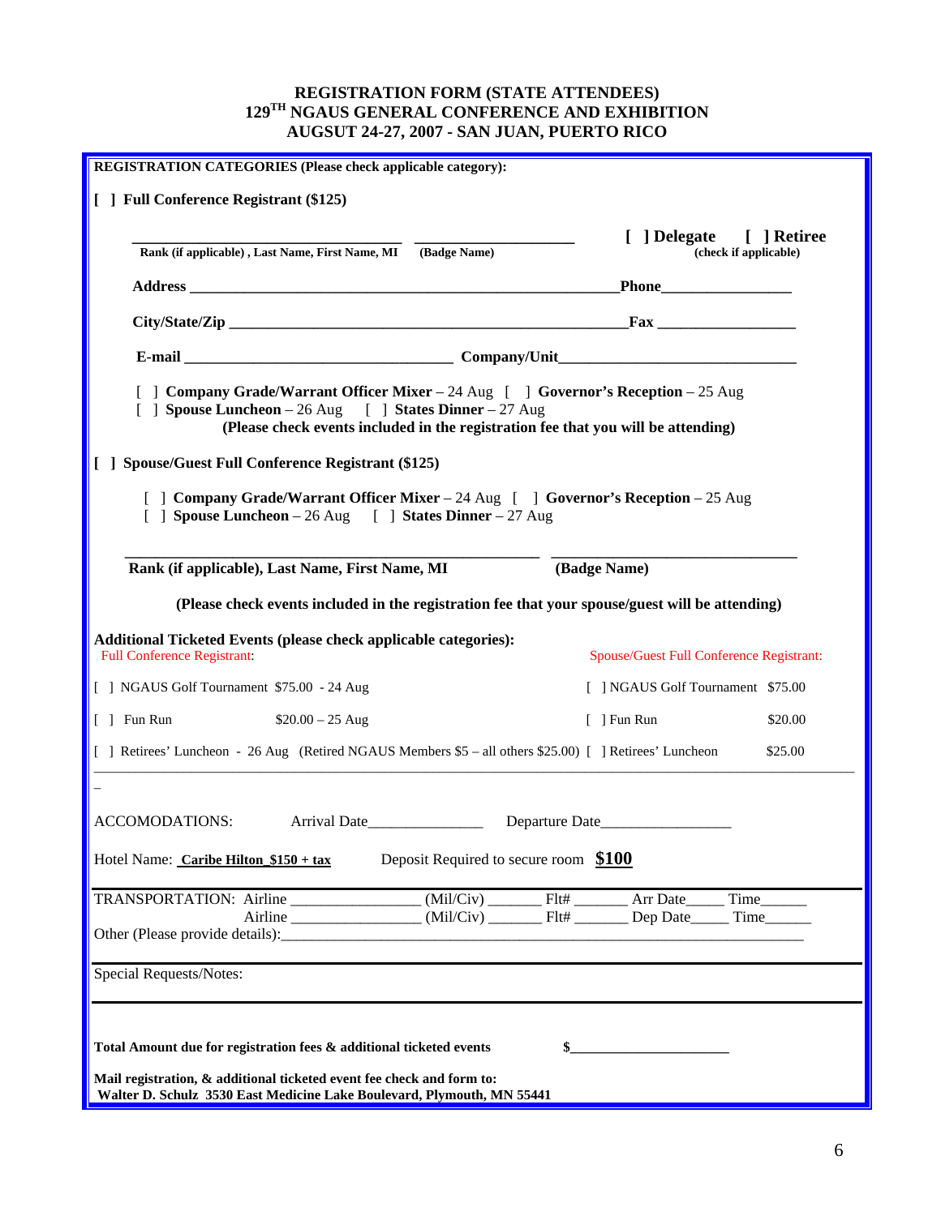# REGISTRATION FORM (STATE ATTENDEES)
# 129TH NGAUS GENERAL CONFERENCE AND EXHIBITION
# AUGUST 24-27, 2007 - SAN JUAN, PUERTO RICO

**REGISTRATION CATEGORIES (Please check applicable category):**

**[ ] Full Conference Registrant ($125)**

_______________________________ _________________ **[ ] Delegate [ ] Retiree**

**Rank (if applicable) , Last Name, First Name, MI (Badge Name)** **(check if applicable)**

**Address** ____________________________________________________ **Phone** _______________

**City/State/Zip** ______________________________________________ **Fax** _______________

**E-mail** ______________________________ **Company/Unit** ___________________________

[ ] **Company Grade/Warrant Officer Mixer** – 24 Aug [ ] **Governor's Reception** – 25 Aug
[ ] **Spouse Luncheon** – 26 Aug [ ] **States Dinner** – 27 Aug
**(Please check events included in the registration fee that you will be attending)**

**[ ] Spouse/Guest Full Conference Registrant ($125)**

[ ] **Company Grade/Warrant Officer Mixer** – 24 Aug [ ] **Governor's Reception** – 25 Aug
[ ] **Spouse Luncheon** – 26 Aug [ ] **States Dinner** – 27 Aug

_______________________________________________ ____________________________

**Rank (if applicable), Last Name, First Name, MI** **(Badge Name)**

**(Please check events included in the registration fee that your spouse/guest will be attending)**

**Additional Ticketed Events (please check applicable categories):**

| Full Conference Registrant: | Spouse/Guest Full Conference Registrant: |
|---|---|
| [ ] NGAUS Golf Tournament $75.00 - 24 Aug | [ ] NGAUS Golf Tournament $75.00 |
| [ ] Fun Run $20.00 – 25 Aug | [ ] Fun Run $20.00 |
| [ ] Retirees' Luncheon - 26 Aug (Retired NGAUS Members $5 – all others $25.00) | [ ] Retirees' Luncheon $25.00 |

ACCOMODATIONS: Arrival Date_______________ Departure Date_________________

Hotel Name: **Caribe Hilton $150 + tax** Deposit Required to secure room **$100**

TRANSPORTATION: Airline ________________ (Mil/Civ) _______ Flt# _______ Arr Date_____ Time______
Airline ________________ (Mil/Civ) _______ Flt# _______ Dep Date_____ Time______
Other (Please provide details):__________________________________________________________

Special Requests/Notes:

**Total Amount due for registration fees & additional ticketed events** **$**_____________________

**Mail registration, & additional ticketed event fee check and form to:**
**Walter D. Schulz 3530 East Medicine Lake Boulevard, Plymouth, MN 55441**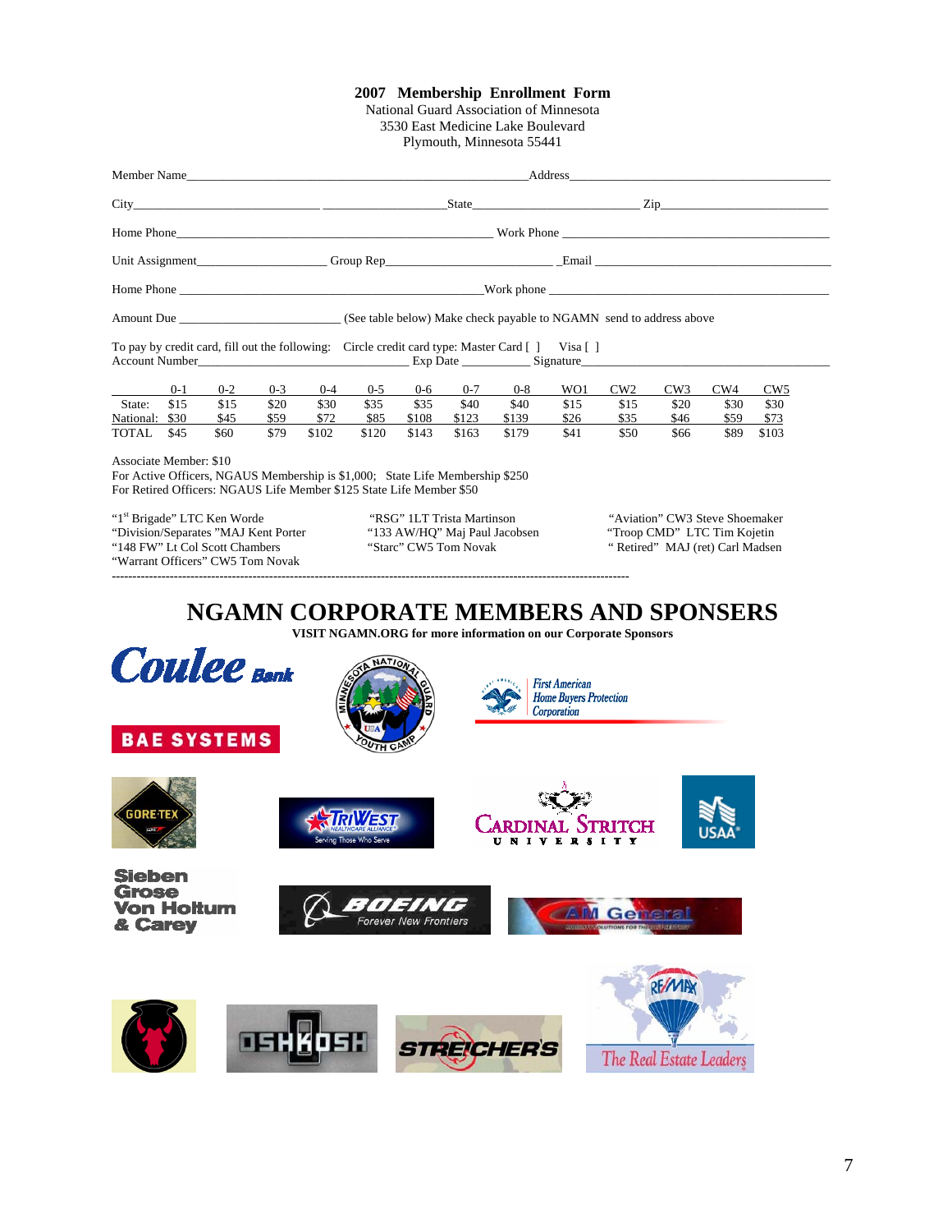**2007 Membership Enrollment Form**
National Guard Association of Minnesota
3530 East Medicine Lake Boulevard
Plymouth, Minnesota 55441

Member Name\_\_\_\_\_\_\_\_\_\_\_\_\_\_\_\_\_\_\_\_\_\_\_\_\_\_\_\_\_\_\_\_\_\_\_\_\_\_\_\_\_\_\_\_Address\_\_\_\_\_\_\_\_\_\_\_\_\_\_\_\_\_\_\_\_\_\_\_\_\_\_\_\_\_\_\_\_\_\_\_\_\_\_\_\_\_

City\_\_\_\_\_\_\_\_\_\_\_\_\_\_\_\_\_\_\_\_\_\_\_\_\_\_\_\_\_\_\_\_\_\_\_\_\_\_\_\_\_\_\_\_\_State\_\_\_\_\_\_\_\_\_\_\_\_\_\_\_\_\_\_\_\_\_\_\_\_ Zip\_\_\_\_\_\_\_\_\_\_\_\_\_\_\_\_\_\_\_\_\_\_\_\_

Home Phone\_\_\_\_\_\_\_\_\_\_\_\_\_\_\_\_\_\_\_\_\_\_\_\_\_\_\_\_\_\_\_\_\_\_\_\_\_\_\_\_\_\_\_\_\_ Work Phone \_\_\_\_\_\_\_\_\_\_\_\_\_\_\_\_\_\_\_\_\_\_\_\_\_\_\_\_\_\_\_\_\_\_\_\_\_\_

Unit Assignment\_\_\_\_\_\_\_\_\_\_\_\_\_\_\_\_\_\_\_ Group Rep\_\_\_\_\_\_\_\_\_\_\_\_\_\_\_\_\_\_\_\_\_\_\_\_\_ \_Email \_\_\_\_\_\_\_\_\_\_\_\_\_\_\_\_\_\_\_\_\_\_\_\_\_\_\_\_\_\_\_\_\_\_\_\_

Home Phone \_\_\_\_\_\_\_\_\_\_\_\_\_\_\_\_\_\_\_\_\_\_\_\_\_\_\_\_\_\_\_\_\_\_\_\_\_\_\_\_\_\_\_\_Work phone \_\_\_\_\_\_\_\_\_\_\_\_\_\_\_\_\_\_\_\_\_\_\_\_\_\_\_\_\_\_\_\_\_\_\_\_\_\_\_\_

Amount Due \_\_\_\_\_\_\_\_\_\_\_\_\_\_\_\_\_\_\_\_\_\_\_\_\_ (See table below) Make check payable to NGAMN send to address above

To pay by credit card, fill out the following: Circle credit card type: Master Card [ ] Visa [ ]
Account Number\_\_\_\_\_\_\_\_\_\_\_\_\_\_\_\_\_\_\_\_\_\_\_\_\_\_\_\_\_\_\_ Exp Date \_\_\_\_\_\_\_\_\_\_ Signature\_\_\_\_\_\_\_\_\_\_\_\_\_\_\_\_\_\_\_\_\_\_\_\_\_\_\_\_\_\_\_\_\_\_\_\_\_\_\_

| | 0-1 | 0-2 | 0-3 | 0-4 | 0-5 | 0-6 | 0-7 | 0-8 | WO1 | CW2 | CW3 | CW4 | CW5 |
|---|---|---|---|---|---|---|---|---|---|---|---|---|---|
| State: | $15 | $15 | $20 | $30 | $35 | $35 | $40 | $40 | $15 | $15 | $20 | $30 | $30 |
| National: | $30 | $45 | $59 | $72 | $85 | $108 | $123 | $139 | $26 | $35 | $46 | $59 | $73 |
| TOTAL | $45 | $60 | $79 | $102 | $120 | $143 | $163 | $179 | $41 | $50 | $66 | $89 | $103 |

Associate Member: $10
For Active Officers, NGAUS Membership is $1,000; State Life Membership $250
For Retired Officers: NGAUS Life Member $125 State Life Member $50

"1st Brigade" LTC Ken Worde
"Division/Separates "MAJ Kent Porter
"148 FW" Lt Col Scott Chambers
"Warrant Officers" CW5 Tom Novak
"RSG" 1LT Trista Martinson
"133 AW/HQ" Maj Paul Jacobsen
"Starc" CW5 Tom Novak
"Aviation" CW3 Steve Shoemaker
"Troop CMD" LTC Tim Kojetin
" Retired" MAJ (ret) Carl Madsen

---

# NGAMN CORPORATE MEMBERS AND SPONSERS

**VISIT NGAMN.ORG for more information on our Corporate Sponsors**

Coulee Bank

BAE SYSTEMS

Minnesota National Guard Youth Camp

First American Home Buyers Protection Corporation

GORE-TEX

TriWest Healthcare Alliance — Serving Those Who Serve

Cardinal Stritch University

USAA

Sieben Grose Von Holtum & Carey

Boeing — Forever New Frontiers

AM General

Oshkosh

Streicher's

RE/MAX — The Real Estate Leaders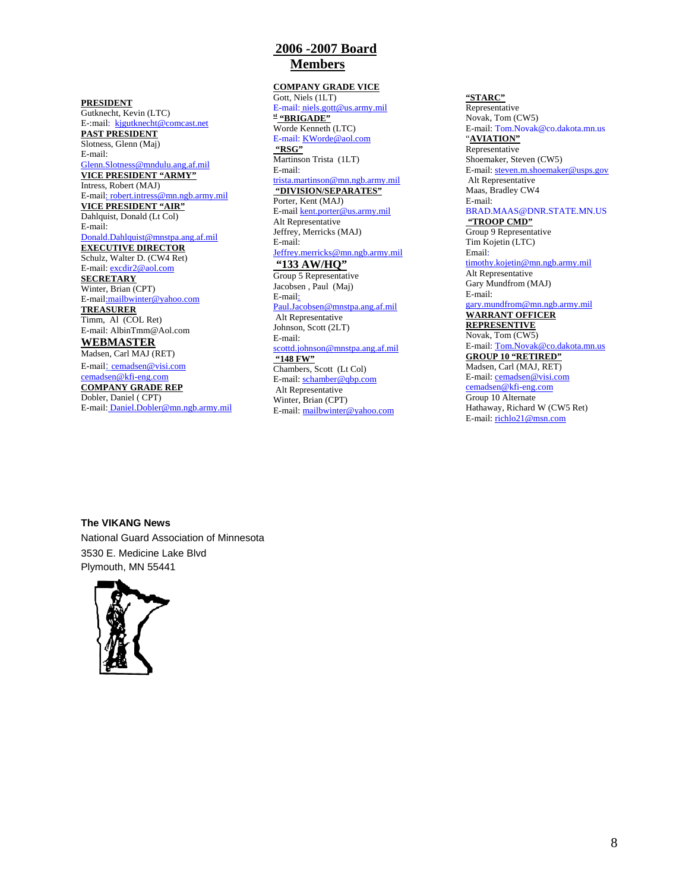# 2006 -2007 Board Members

**PRESIDENT**
Gutknecht, Kevin (LTC)
E-:mail: kjgutknecht@comcast.net

**PAST PRESIDENT**
Slotness, Glenn (Maj)
E-mail:
Glenn.Slotness@mndulu.ang.af.mil

**VICE PRESIDENT "ARMY"**
Intress, Robert (MAJ)
E-mail: robert.intress@mn.ngb.army.mil

**VICE PRESIDENT "AIR"**
Dahlquist, Donald (Lt Col)
E-mail:
Donald.Dahlquist@mnstpa.ang.af.mil

**EXECUTIVE DIRECTOR**
Schulz, Walter D. (CW4 Ret)
E-mail: excdir2@aol.com

**SECRETARY**
Winter, Brian (CPT)
E-mail:mailbwinter@yahoo.com

**TREASURER**
Timm, Al (COL Ret)
E-mail: AlbinTmm@Aol.com

**WEBMASTER**
Madsen, Carl MAJ (RET)
E-mail: cemadsen@visi.com
cemadsen@kfi-eng.com

**COMPANY GRADE REP**
Dobler, Daniel ( CPT)
E-mail: Daniel.Dobler@mn.ngb.army.mil

**COMPANY GRADE VICE**
Gott, Niels (1LT)
E-mail: niels.gott@us.army.mil

**st "BRIGADE"**
Worde Kenneth (LTC)
E-mail: KWorde@aol.com

**"RSG"**
Martinson Trista (1LT)
E-mail:
trista.martinson@mn.ngb.army.mil

**"DIVISION/SEPARATES"**
Porter, Kent (MAJ)
E-mail kent.porter@us.army.mil
Alt Representative
Jeffrey, Merricks (MAJ)
E-mail:
Jeffrey.merricks@mn.ngb.army.mil

**"133 AW/HQ"**
Group 5 Representative
Jacobsen , Paul (Maj)
E-mail:
Paul.Jacobsen@mnstpa.ang.af.mil
Alt Representative
Johnson, Scott (2LT)
E-mail:
scottd.johnson@mnstpa.ang.af.mil

**"148 FW"**
Chambers, Scott (Lt Col)
E-mail: schamber@qbp.com
Alt Representative
Winter, Brian (CPT)
E-mail: mailbwinter@yahoo.com

**"STARC"**
Representative
Novak, Tom (CW5)
E-mail: Tom.Novak@co.dakota.mn.us

**"AVIATION"**
Representative
Shoemaker, Steven (CW5)
E-mail: steven.m.shoemaker@usps.gov
Alt Representative
Maas, Bradley CW4
E-mail:
BRAD.MAAS@DNR.STATE.MN.US

**"TROOP CMD"**
Group 9 Representative
Tim Kojetin (LTC)
Email:
timothy.kojetin@mn.ngb.army.mil
Alt Representative
Gary Mundfrom (MAJ)
E-mail:
gary.mundfrom@mn.ngb.army.mil

**WARRANT OFFICER REPRESENTIVE**
Novak, Tom (CW5)
E-mail: Tom.Novak@co.dakota.mn.us

**GROUP 10 "RETIRED"**
Madsen, Carl (MAJ, RET)
E-mail: cemadsen@visi.com
cemadsen@kfi-eng.com
Group 10 Alternate
Hathaway, Richard W (CW5 Ret)
E-mail: richlo21@msn.com

**The VIKANG News**
National Guard Association of Minnesota
3530 E. Medicine Lake Blvd
Plymouth, MN 55441